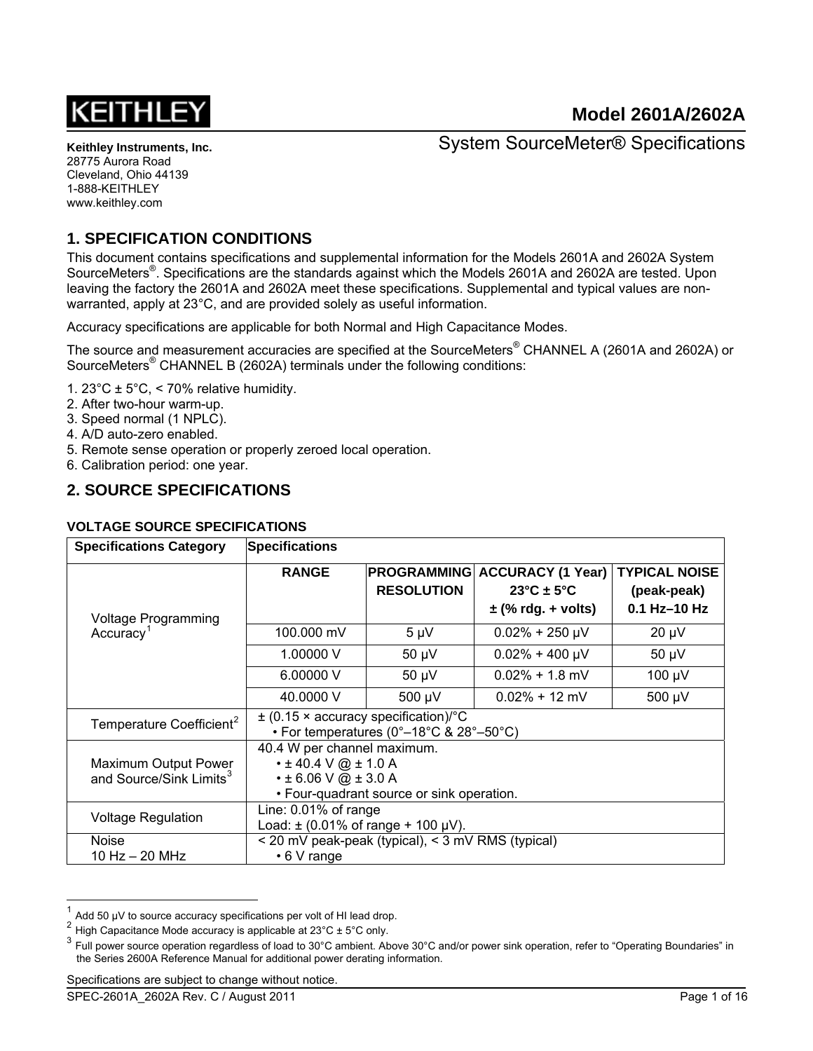KEITHLEY

# Model 2601A/2602A

System SourceMeter® Specifications

**Keithley Instruments, Inc.**
28775 Aurora Road
Cleveland, Ohio 44139
1-888-KEITHLEY
www.keithley.com

## 1. SPECIFICATION CONDITIONS

This document contains specifications and supplemental information for the Models 2601A and 2602A System SourceMeters®. Specifications are the standards against which the Models 2601A and 2602A are tested. Upon leaving the factory the 2601A and 2602A meet these specifications. Supplemental and typical values are non-warranted, apply at 23°C, and are provided solely as useful information.

Accuracy specifications are applicable for both Normal and High Capacitance Modes.

The source and measurement accuracies are specified at the SourceMeters® CHANNEL A (2601A and 2602A) or SourceMeters® CHANNEL B (2602A) terminals under the following conditions:

1. 23°C ± 5°C, < 70% relative humidity.
2. After two-hour warm-up.
3. Speed normal (1 NPLC).
4. A/D auto-zero enabled.
5. Remote sense operation or properly zeroed local operation.
6. Calibration period: one year.

## 2. SOURCE SPECIFICATIONS

### VOLTAGE SOURCE SPECIFICATIONS

| Specifications Category | Specifications | | | |
|---|---|---|---|---|
| | **RANGE** | **PROGRAMMING RESOLUTION** | **ACCURACY (1 Year) 23°C ± 5°C ± (% rdg. + volts)** | **TYPICAL NOISE (peak-peak) 0.1 Hz–10 Hz** |
| Voltage Programming Accuracy[1] | 100.000 mV | 5 µV | 0.02% + 250 µV | 20 µV |
| | 1.00000 V | 50 µV | 0.02% + 400 µV | 50 µV |
| | 6.00000 V | 50 µV | 0.02% + 1.8 mV | 100 µV |
| | 40.0000 V | 500 µV | 0.02% + 12 mV | 500 µV |
| Temperature Coefficient[2] | ± (0.15 × accuracy specification)/°C • For temperatures (0°–18°C & 28°–50°C) | | | |
| Maximum Output Power and Source/Sink Limits[3] | 40.4 W per channel maximum. • ± 40.4 V @ ± 1.0 A • ± 6.06 V @ ± 3.0 A • Four-quadrant source or sink operation. | | | |
| Voltage Regulation | Line: 0.01% of range Load: ± (0.01% of range + 100 µV). | | | |
| Noise 10 Hz – 20 MHz | < 20 mV peak-peak (typical), < 3 mV RMS (typical) • 6 V range | | | |

[1] Add 50 µV to source accuracy specifications per volt of HI lead drop.

[2] High Capacitance Mode accuracy is applicable at 23°C ± 5°C only.

[3] Full power source operation regardless of load to 30°C ambient. Above 30°C and/or power sink operation, refer to "Operating Boundaries" in the Series 2600A Reference Manual for additional power derating information.

Specifications are subject to change without notice.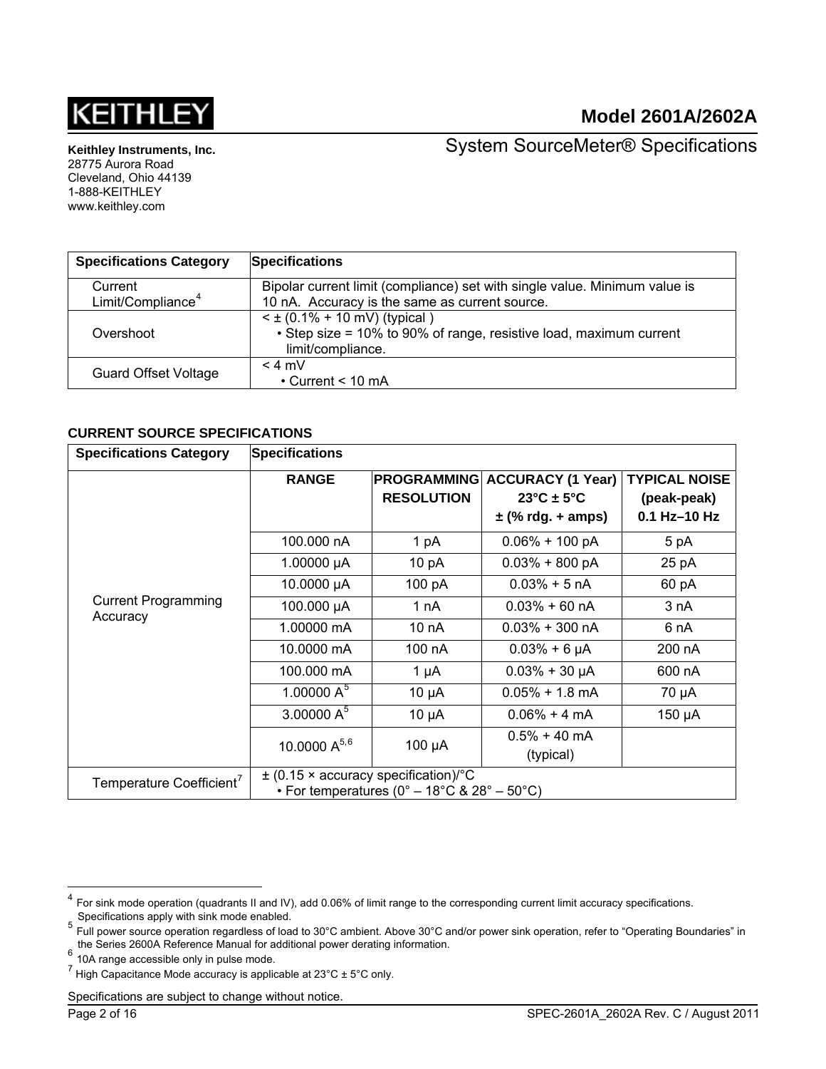| Specifications Category | Specifications |
|---|---|
| Current Limit/Compliance[4] | Bipolar current limit (compliance) set with single value. Minimum value is 10 nA. Accuracy is the same as current source. |
| Overshoot | < ± (0.1% + 10 mV) (typical )<br>• Step size = 10% to 90% of range, resistive load, maximum current limit/compliance. |
| Guard Offset Voltage | < 4 mV<br>• Current < 10 mA |

### CURRENT SOURCE SPECIFICATIONS

| Specifications Category | Specifications | | | |
|---|---|---|---|---|
| | **RANGE** | **PROGRAMMING RESOLUTION** | **ACCURACY (1 Year) 23°C ± 5°C ± (% rdg. + amps)** | **TYPICAL NOISE (peak-peak) 0.1 Hz–10 Hz** |
| Current Programming Accuracy | 100.000 nA | 1 pA | 0.06% + 100 pA | 5 pA |
| | 1.00000 µA | 10 pA | 0.03% + 800 pA | 25 pA |
| | 10.0000 µA | 100 pA | 0.03% + 5 nA | 60 pA |
| | 100.000 µA | 1 nA | 0.03% + 60 nA | 3 nA |
| | 1.00000 mA | 10 nA | 0.03% + 300 nA | 6 nA |
| | 10.0000 mA | 100 nA | 0.03% + 6 µA | 200 nA |
| | 100.000 mA | 1 µA | 0.03% + 30 µA | 600 nA |
| | 1.00000 A[5] | 10 µA | 0.05% + 1.8 mA | 70 µA |
| | 3.00000 A[5] | 10 µA | 0.06% + 4 mA | 150 µA |
| | 10.0000 A[5,6] | 100 µA | 0.5% + 40 mA (typical) | |
| Temperature Coefficient[7] | ± (0.15 × accuracy specification)/°C<br>• For temperatures (0° – 18°C & 28° – 50°C) | | | |

[4] For sink mode operation (quadrants II and IV), add 0.06% of limit range to the corresponding current limit accuracy specifications. Specifications apply with sink mode enabled.

[5] Full power source operation regardless of load to 30°C ambient. Above 30°C and/or power sink operation, refer to "Operating Boundaries" in the Series 2600A Reference Manual for additional power derating information.

[6] 10A range accessible only in pulse mode.

[7] High Capacitance Mode accuracy is applicable at 23°C ± 5°C only.

Specifications are subject to change without notice.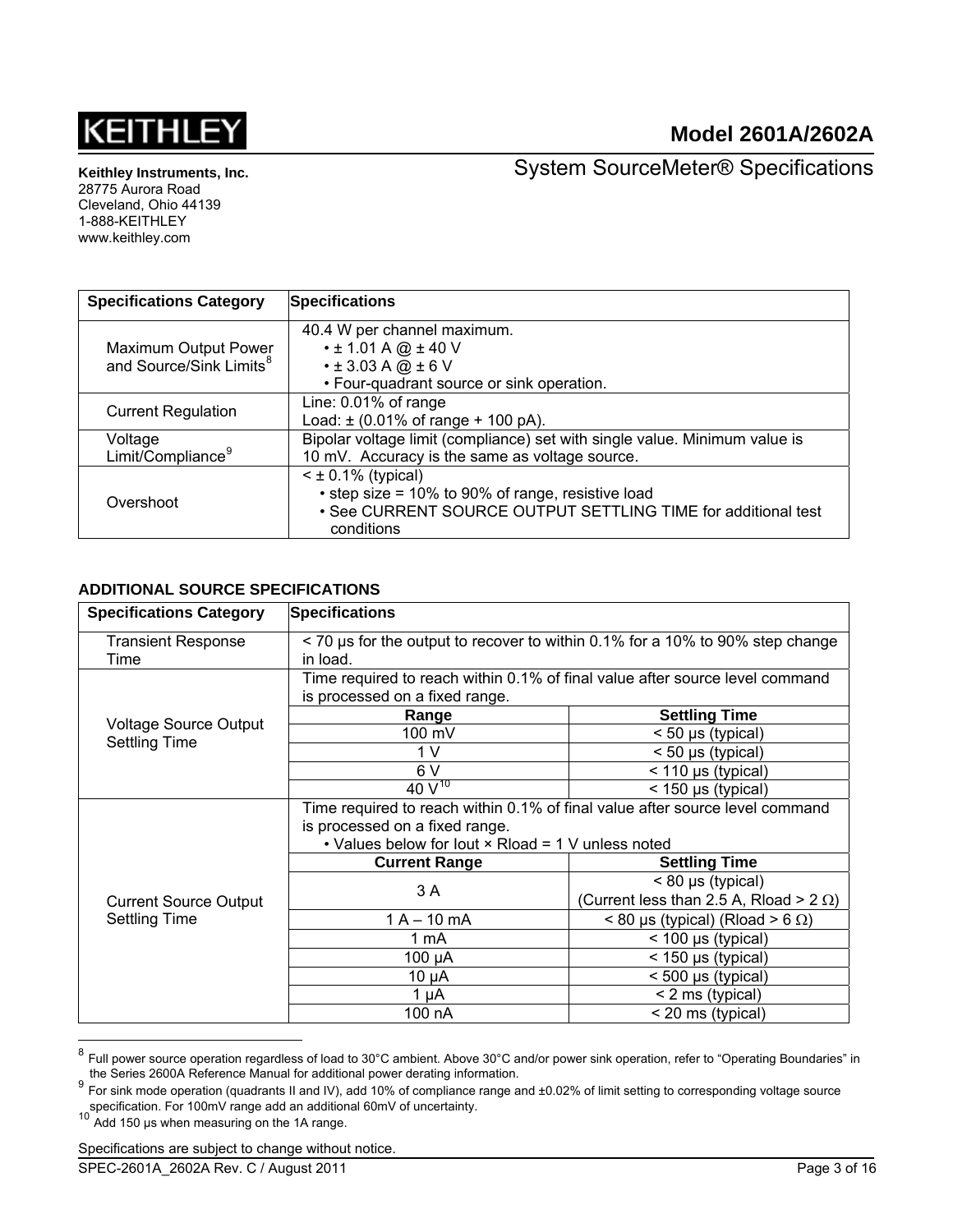| Specifications Category | Specifications |
| --- | --- |
| Maximum Output Power and Source/Sink Limits[8] | 40.4 W per channel maximum.<br>• ± 1.01 A @ ± 40 V<br>• ± 3.03 A @ ± 6 V<br>• Four-quadrant source or sink operation. |
| Current Regulation | Line: 0.01% of range<br>Load: ± (0.01% of range + 100 pA). |
| Voltage Limit/Compliance[9] | Bipolar voltage limit (compliance) set with single value. Minimum value is 10 mV. Accuracy is the same as voltage source. |
| Overshoot | < ± 0.1% (typical)<br>• step size = 10% to 90% of range, resistive load<br>• See CURRENT SOURCE OUTPUT SETTLING TIME for additional test conditions |

**ADDITIONAL SOURCE SPECIFICATIONS**

| Specifications Category | Specifications | |
| --- | --- | --- |
| Transient Response Time | < 70 µs for the output to recover to within 0.1% for a 10% to 90% step change in load. | |
| Voltage Source Output Settling Time | Time required to reach within 0.1% of final value after source level command is processed on a fixed range. | |
| | **Range** | **Settling Time** |
| | 100 mV | < 50 µs (typical) |
| | 1 V | < 50 µs (typical) |
| | 6 V | < 110 µs (typical) |
| | 40 V[10] | < 150 µs (typical) |
| Current Source Output Settling Time | Time required to reach within 0.1% of final value after source level command is processed on a fixed range.<br>• Values below for Iout × Rload = 1 V unless noted | |
| | **Current Range** | **Settling Time** |
| | 3 A | < 80 µs (typical)<br>(Current less than 2.5 A, Rload > 2 Ω) |
| | 1 A – 10 mA | < 80 µs (typical) (Rload > 6 Ω) |
| | 1 mA | < 100 µs (typical) |
| | 100 µA | < 150 µs (typical) |
| | 10 µA | < 500 µs (typical) |
| | 1 µA | < 2 ms (typical) |
| | 100 nA | < 20 ms (typical) |

[8] Full power source operation regardless of load to 30°C ambient. Above 30°C and/or power sink operation, refer to "Operating Boundaries" in the Series 2600A Reference Manual for additional power derating information.

[9] For sink mode operation (quadrants II and IV), add 10% of compliance range and ±0.02% of limit setting to corresponding voltage source specification. For 100mV range add an additional 60mV of uncertainty.

[10] Add 150 µs when measuring on the 1A range.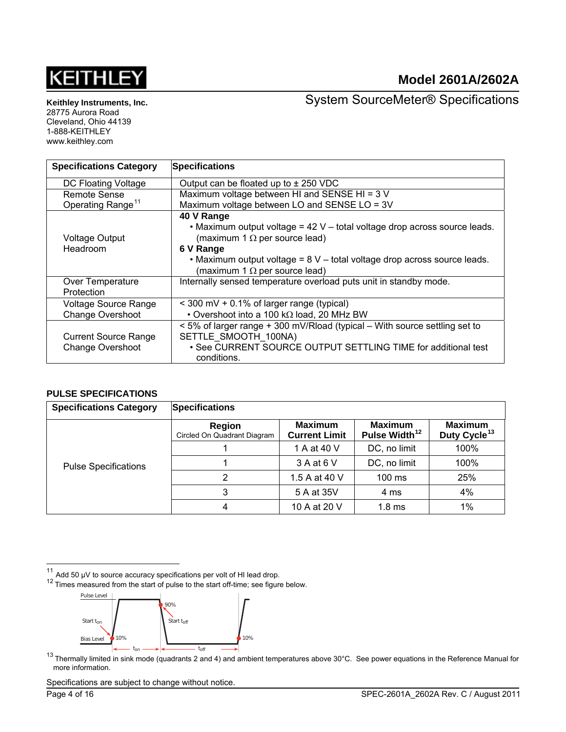# Model 2601A/2602A

## System SourceMeter® Specifications

**Keithley Instruments, Inc.**
28775 Aurora Road
Cleveland, Ohio 44139
1-888-KEITHLEY
www.keithley.com

| Specifications Category | Specifications |
| --- | --- |
| DC Floating Voltage | Output can be floated up to ± 250 VDC |
| Remote Sense Operating Range[11] | Maximum voltage between HI and SENSE HI = 3 V<br>Maximum voltage between LO and SENSE LO = 3V |
| Voltage Output Headroom | **40 V Range**<br>• Maximum output voltage = 42 V – total voltage drop across source leads. (maximum 1 Ω per source lead)<br>**6 V Range**<br>• Maximum output voltage = 8 V – total voltage drop across source leads. (maximum 1 Ω per source lead) |
| Over Temperature Protection | Internally sensed temperature overload puts unit in standby mode. |
| Voltage Source Range Change Overshoot | < 300 mV + 0.1% of larger range (typical)<br>• Overshoot into a 100 kΩ load, 20 MHz BW |
| Current Source Range Change Overshoot | < 5% of larger range + 300 mV/Rload (typical – With source settling set to SETTLE_SMOOTH_100NA)<br>• See CURRENT SOURCE OUTPUT SETTLING TIME for additional test conditions. |

### PULSE SPECIFICATIONS

| Specifications Category | Region (Circled On Quadrant Diagram) | Maximum Current Limit | Maximum Pulse Width[12] | Maximum Duty Cycle[13] |
| --- | --- | --- | --- | --- |
| Pulse Specifications | 1 | 1 A at 40 V | DC, no limit | 100% |
| | 1 | 3 A at 6 V | DC, no limit | 100% |
| | 2 | 1.5 A at 40 V | 100 ms | 25% |
| | 3 | 5 A at 35V | 4 ms | 4% |
| | 4 | 10 A at 20 V | 1.8 ms | 1% |

[11] Add 50 µV to source accuracy specifications per volt of HI lead drop.

[12] Times measured from the start of pulse to the start off-time; see figure below.

Pulse Level, Start $t_{on}$, Bias Level, 10%, 90%, Start $t_{off}$, 10%, $t_{on}$, $t_{off}$

[13] Thermally limited in sink mode (quadrants 2 and 4) and ambient temperatures above 30°C. See power equations in the Reference Manual for more information.

Specifications are subject to change without notice.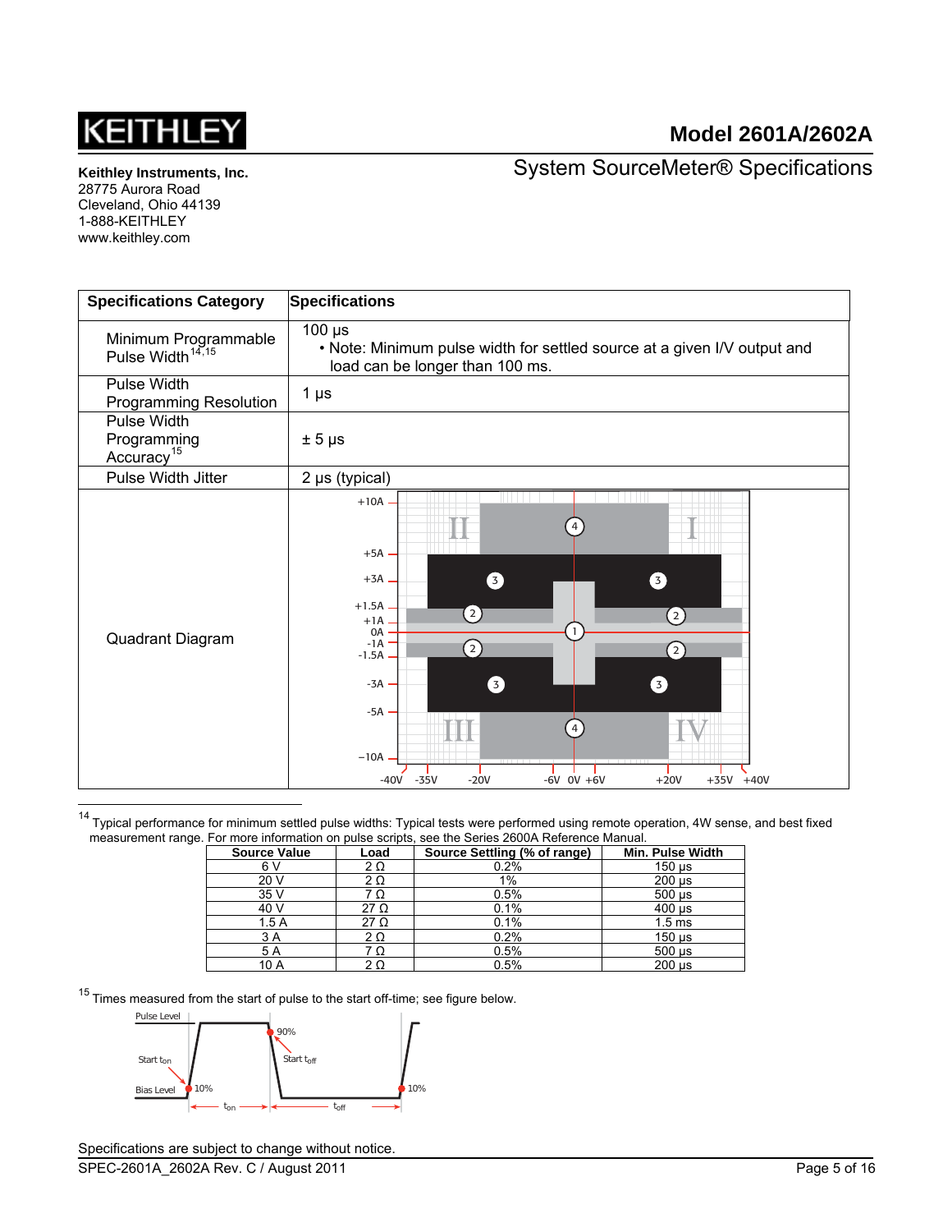**Model 2601A/2602A**

System SourceMeter® Specifications

**Keithley Instruments, Inc.**
28775 Aurora Road
Cleveland, Ohio 44139
1-888-KEITHLEY
www.keithley.com

| Specifications Category | Specifications |
|---|---|
| Minimum Programmable Pulse Width[14,15] | 100 µs<br>• Note: Minimum pulse width for settled source at a given I/V output and load can be longer than 100 ms. |
| Pulse Width Programming Resolution | 1 µs |
| Pulse Width Programming Accuracy[15] | ± 5 µs |
| Pulse Width Jitter | 2 µs (typical) |
| Quadrant Diagram | |

[14] Typical performance for minimum settled pulse widths: Typical tests were performed using remote operation, 4W sense, and best fixed measurement range. For more information on pulse scripts, see the Series 2600A Reference Manual.

| Source Value | Load | Source Settling (% of range) | Min. Pulse Width |
|---|---|---|---|
| 6 V | 2 Ω | 0.2% | 150 µs |
| 20 V | 2 Ω | 1% | 200 µs |
| 35 V | 7 Ω | 0.5% | 500 µs |
| 40 V | 27 Ω | 0.1% | 400 µs |
| 1.5 A | 27 Ω | 0.1% | 1.5 ms |
| 3 A | 2 Ω | 0.2% | 150 µs |
| 5 A | 7 Ω | 0.5% | 500 µs |
| 10 A | 2 Ω | 0.5% | 200 µs |

[15] Times measured from the start of pulse to the start off-time; see figure below.

Specifications are subject to change without notice.
SPEC-2601A_2602A Rev. C / August 2011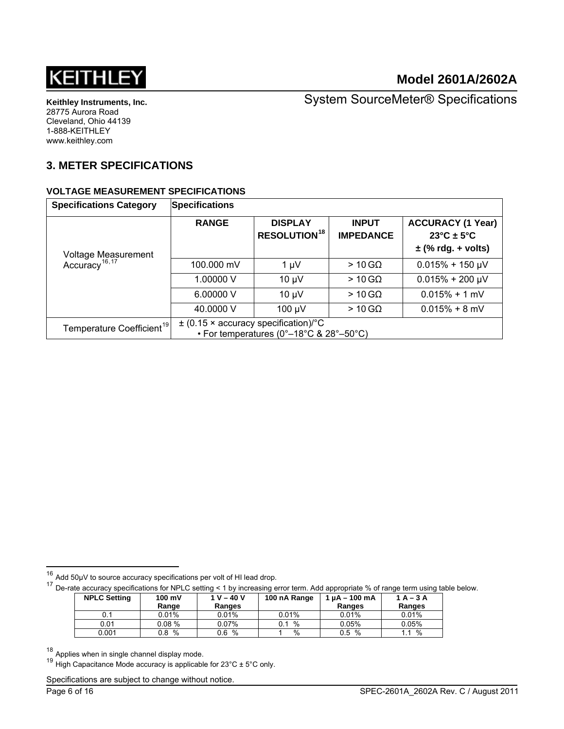## 3. METER SPECIFICATIONS

### VOLTAGE MEASUREMENT SPECIFICATIONS

| Specifications Category | Specifications | | | |
|---|---|---|---|---|
| | **RANGE** | **DISPLAY RESOLUTION[18]** | **INPUT IMPEDANCE** | **ACCURACY (1 Year) 23°C ± 5°C ± (% rdg. + volts)** |
| Voltage Measurement Accuracy[16,17] | 100.000 mV | 1 µV | > 10 GΩ | 0.015% + 150 µV |
| | 1.00000 V | 10 µV | > 10 GΩ | 0.015% + 200 µV |
| | 6.00000 V | 10 µV | > 10 GΩ | 0.015% + 1 mV |
| | 40.0000 V | 100 µV | > 10 GΩ | 0.015% + 8 mV |
| Temperature Coefficient[19] | ± (0.15 × accuracy specification)/°C • For temperatures (0°–18°C & 28°–50°C) | | | |

---

[16] Add 50µV to source accuracy specifications per volt of HI lead drop.

[17] De-rate accuracy specifications for NPLC setting < 1 by increasing error term. Add appropriate % of range term using table below.

| NPLC Setting | 100 mV Range | 1 V – 40 V Ranges | 100 nA Range | 1 µA – 100 mA Ranges | 1 A – 3 A Ranges |
|---|---|---|---|---|---|
| 0.1 | 0.01% | 0.01% | 0.01% | 0.01% | 0.01% |
| 0.01 | 0.08 % | 0.07% | 0.1 % | 0.05% | 0.05% |
| 0.001 | 0.8 % | 0.6 % | 1 % | 0.5 % | 1.1 % |

[18] Applies when in single channel display mode.

[19] High Capacitance Mode accuracy is applicable for 23°C ± 5°C only.

Specifications are subject to change without notice.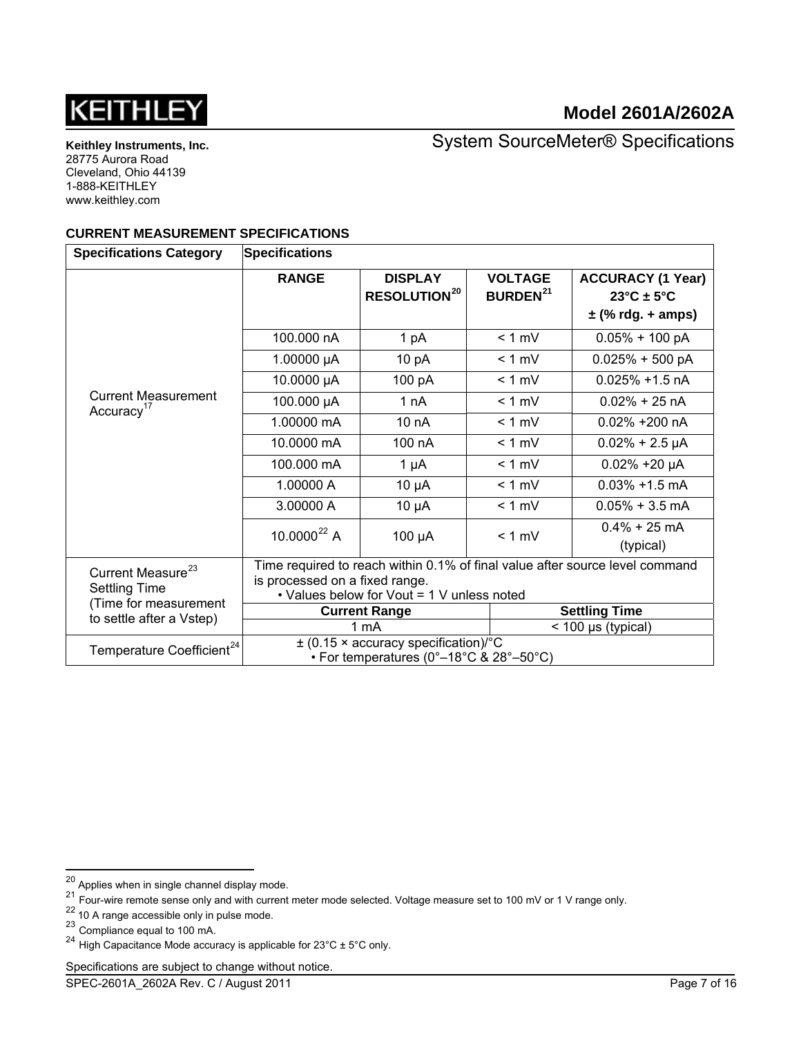Keithley Instruments, Inc.
28775 Aurora Road
Cleveland, Ohio 44139
1-888-KEITHLEY
www.keithley.com

# Model 2601A/2602A

## System SourceMeter® Specifications

### CURRENT MEASUREMENT SPECIFICATIONS

| Specifications Category | Specifications | | | |
|---|---|---|---|---|
| Current Measurement Accuracy[17] | **RANGE** | **DISPLAY RESOLUTION[20]** | **VOLTAGE BURDEN[21]** | **ACCURACY (1 Year) 23°C ± 5°C ± (% rdg. + amps)** |
| | 100.000 nA | 1 pA | < 1 mV | 0.05% + 100 pA |
| | 1.00000 µA | 10 pA | < 1 mV | 0.025% + 500 pA |
| | 10.0000 µA | 100 pA | < 1 mV | 0.025% +1.5 nA |
| | 100.000 µA | 1 nA | < 1 mV | 0.02% + 25 nA |
| | 1.00000 mA | 10 nA | < 1 mV | 0.02% +200 nA |
| | 10.0000 mA | 100 nA | < 1 mV | 0.02% + 2.5 µA |
| | 100.000 mA | 1 µA | < 1 mV | 0.02% +20 µA |
| | 1.00000 A | 10 µA | < 1 mV | 0.03% +1.5 mA |
| | 3.00000 A | 10 µA | < 1 mV | 0.05% + 3.5 mA |
| | 10.0000[22] A | 100 µA | < 1 mV | 0.4% + 25 mA (typical) |
| Current Measure[23] Settling Time (Time for measurement to settle after a Vstep) | Time required to reach within 0.1% of final value after source level command is processed on a fixed range. • Values below for Vout = 1 V unless noted | | | |
| | **Current Range** | | **Settling Time** | |
| | 1 mA | | < 100 µs (typical) | |
| Temperature Coefficient[24] | ± (0.15 × accuracy specification)/°C • For temperatures (0°–18°C & 28°–50°C) | | | |

[20] Applies when in single channel display mode.
[21] Four-wire remote sense only and with current meter mode selected. Voltage measure set to 100 mV or 1 V range only.
[22] 10 A range accessible only in pulse mode.
[23] Compliance equal to 100 mA.
[24] High Capacitance Mode accuracy is applicable for 23°C ± 5°C only.

Specifications are subject to change without notice.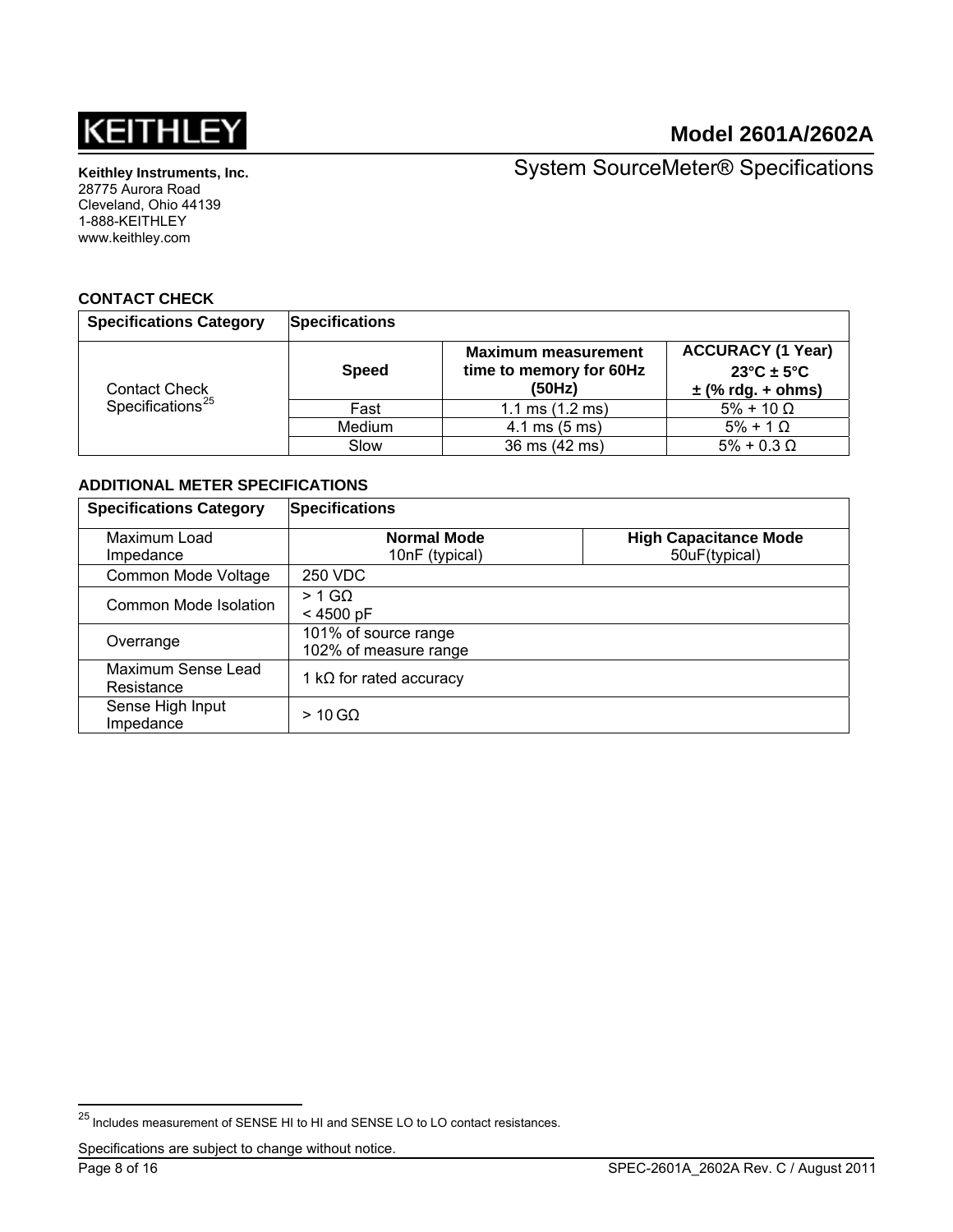## CONTACT CHECK

| Specifications Category | Specifications | | |
|---|---|---|---|
| Contact Check Specifications[25] | **Speed** | **Maximum measurement time to memory for 60Hz (50Hz)** | **ACCURACY (1 Year) 23°C ± 5°C ± (% rdg. + ohms)** |
| | Fast | 1.1 ms (1.2 ms) | 5% + 10 Ω |
| | Medium | 4.1 ms (5 ms) | 5% + 1 Ω |
| | Slow | 36 ms (42 ms) | 5% + 0.3 Ω |

## ADDITIONAL METER SPECIFICATIONS

| Specifications Category | Specifications | |
|---|---|---|
| Maximum Load Impedance | **Normal Mode** 10nF (typical) | **High Capacitance Mode** 50uF(typical) |
| Common Mode Voltage | 250 VDC | |
| Common Mode Isolation | > 1 GΩ < 4500 pF | |
| Overrange | 101% of source range 102% of measure range | |
| Maximum Sense Lead Resistance | 1 kΩ for rated accuracy | |
| Sense High Input Impedance | > 10 GΩ | |

[25] Includes measurement of SENSE HI to HI and SENSE LO to LO contact resistances.

Specifications are subject to change without notice.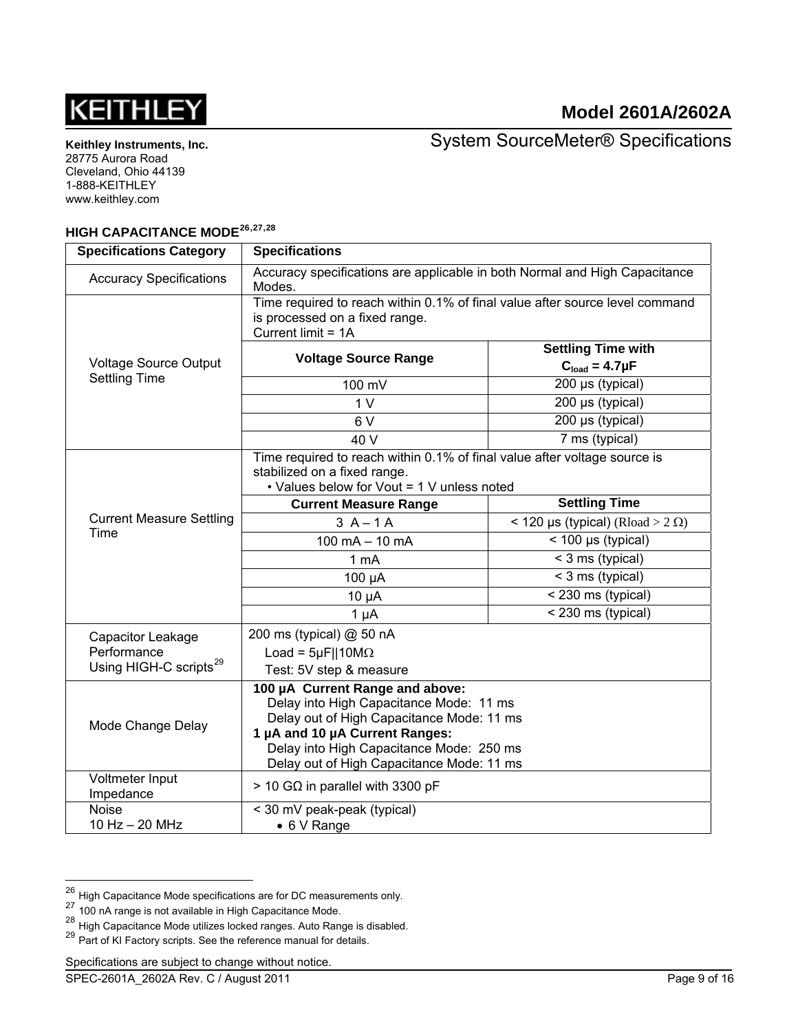## HIGH CAPACITANCE MODE[26,27,28]

| Specifications Category | Specifications | |
|---|---|---|
| Accuracy Specifications | Accuracy specifications are applicable in both Normal and High Capacitance Modes. | |
| Voltage Source Output Settling Time | Time required to reach within 0.1% of final value after source level command is processed on a fixed range.<br>Current limit = 1A | |
| | **Voltage Source Range** | **Settling Time with $C_{load}$ = 4.7µF** |
| | 100 mV | 200 µs (typical) |
| | 1 V | 200 µs (typical) |
| | 6 V | 200 µs (typical) |
| | 40 V | 7 ms (typical) |
| Current Measure Settling Time | Time required to reach within 0.1% of final value after voltage source is stabilized on a fixed range.<br>• Values below for Vout = 1 V unless noted | |
| | **Current Measure Range** | **Settling Time** |
| | 3 A – 1 A | < 120 µs (typical) (Rload > 2 Ω) |
| | 100 mA – 10 mA | < 100 µs (typical) |
| | 1 mA | < 3 ms (typical) |
| | 100 µA | < 3 ms (typical) |
| | 10 µA | < 230 ms (typical) |
| | 1 µA | < 230 ms (typical) |
| Capacitor Leakage Performance Using HIGH-C scripts[29] | 200 ms (typical) @ 50 nA<br>Load = 5µF‖10MΩ<br>Test: 5V step & measure | |
| Mode Change Delay | **100 µA Current Range and above:**<br>Delay into High Capacitance Mode: 11 ms<br>Delay out of High Capacitance Mode: 11 ms<br>**1 µA and 10 µA Current Ranges:**<br>Delay into High Capacitance Mode: 250 ms<br>Delay out of High Capacitance Mode: 11 ms | |
| Voltmeter Input Impedance | > 10 GΩ in parallel with 3300 pF | |
| Noise<br>10 Hz – 20 MHz | < 30 mV peak-peak (typical)<br>• 6 V Range | |

[26] High Capacitance Mode specifications are for DC measurements only.
[27] 100 nA range is not available in High Capacitance Mode.
[28] High Capacitance Mode utilizes locked ranges. Auto Range is disabled.
[29] Part of KI Factory scripts. See the reference manual for details.

Specifications are subject to change without notice.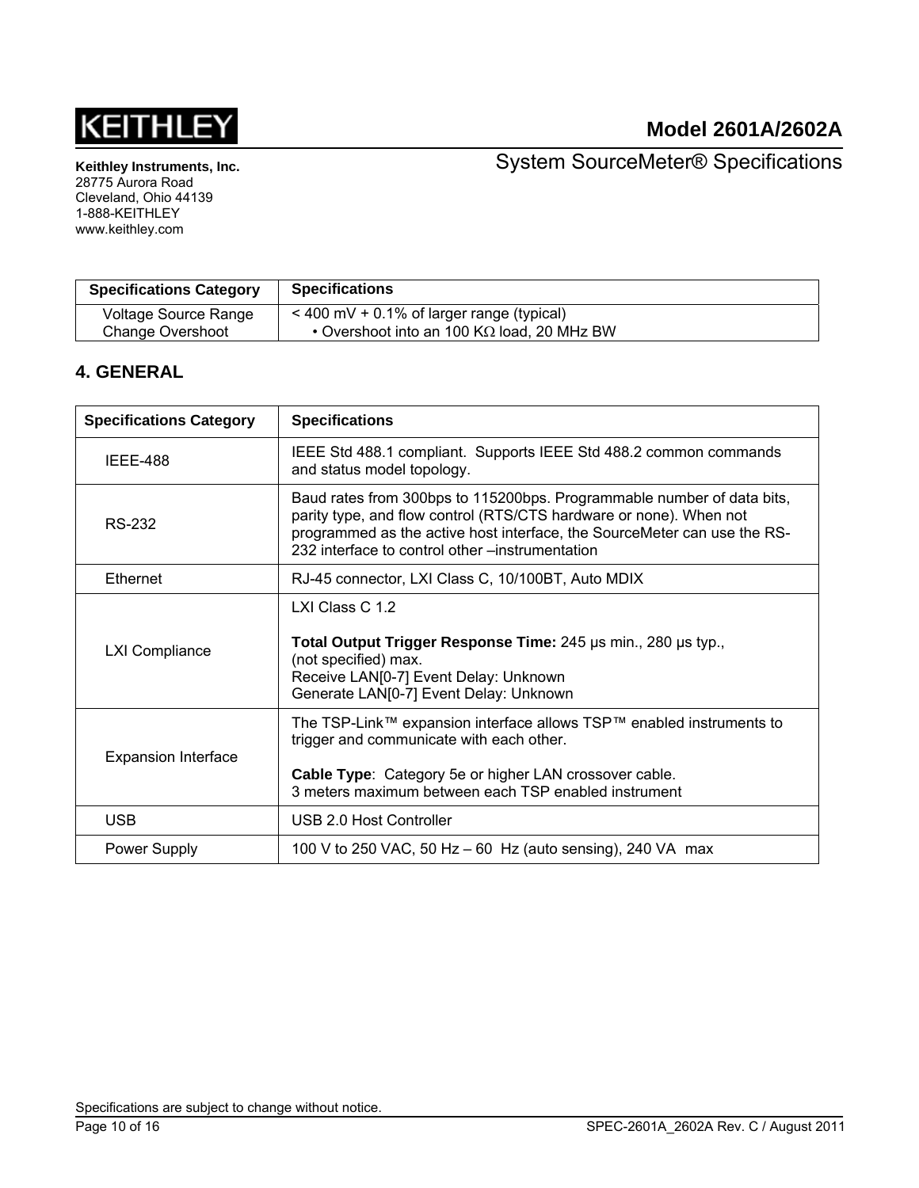| Specifications Category | Specifications |
| --- | --- |
| Voltage Source Range Change Overshoot | < 400 mV + 0.1% of larger range (typical) • Overshoot into an 100 KΩ load, 20 MHz BW |

## 4. GENERAL

| Specifications Category | Specifications |
| --- | --- |
| IEEE-488 | IEEE Std 488.1 compliant. Supports IEEE Std 488.2 common commands and status model topology. |
| RS-232 | Baud rates from 300bps to 115200bps. Programmable number of data bits, parity type, and flow control (RTS/CTS hardware or none). When not programmed as the active host interface, the SourceMeter can use the RS-232 interface to control other –instrumentation |
| Ethernet | RJ-45 connector, LXI Class C, 10/100BT, Auto MDIX |
| LXI Compliance | LXI Class C 1.2<br><br>**Total Output Trigger Response Time:** 245 µs min., 280 µs typ., (not specified) max.<br>Receive LAN[0-7] Event Delay: Unknown<br>Generate LAN[0-7] Event Delay: Unknown |
| Expansion Interface | The TSP-Link™ expansion interface allows TSP™ enabled instruments to trigger and communicate with each other.<br><br>**Cable Type**: Category 5e or higher LAN crossover cable.<br>3 meters maximum between each TSP enabled instrument |
| USB | USB 2.0 Host Controller |
| Power Supply | 100 V to 250 VAC, 50 Hz – 60 Hz (auto sensing), 240 VA max |

Specifications are subject to change without notice.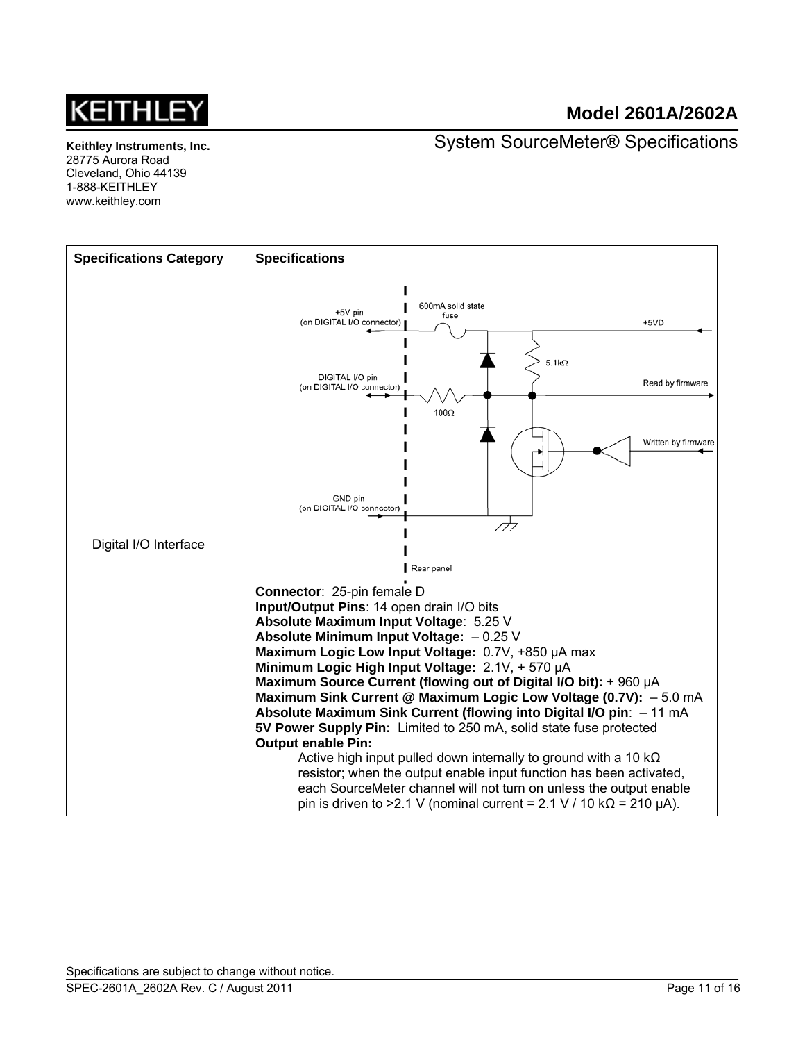Keithley Instruments, Inc.
28775 Aurora Road
Cleveland, Ohio 44139
1-888-KEITHLEY
www.keithley.com

# Model 2601A/2602A

## System SourceMeter® Specifications

| Specifications Category | Specifications |
|---|---|
| Digital I/O Interface | **Connector**: 25-pin female D<br>**Input/Output Pins**: 14 open drain I/O bits<br>**Absolute Maximum Input Voltage**: 5.25 V<br>**Absolute Minimum Input Voltage:** – 0.25 V<br>**Maximum Logic Low Input Voltage:** 0.7V, +850 µA max<br>**Minimum Logic High Input Voltage:** 2.1V, + 570 µA<br>**Maximum Source Current (flowing out of Digital I/O bit):** + 960 µA<br>**Maximum Sink Current @ Maximum Logic Low Voltage (0.7V):** – 5.0 mA<br>**Absolute Maximum Sink Current (flowing into Digital I/O pin**: – 11 mA<br>**5V Power Supply Pin:** Limited to 250 mA, solid state fuse protected<br>**Output enable Pin:**<br>Active high input pulled down internally to ground with a 10 kΩ resistor; when the output enable input function has been activated, each SourceMeter channel will not turn on unless the output enable pin is driven to >2.1 V (nominal current = 2.1 V / 10 kΩ = 210 µA). |

Specifications are subject to change without notice.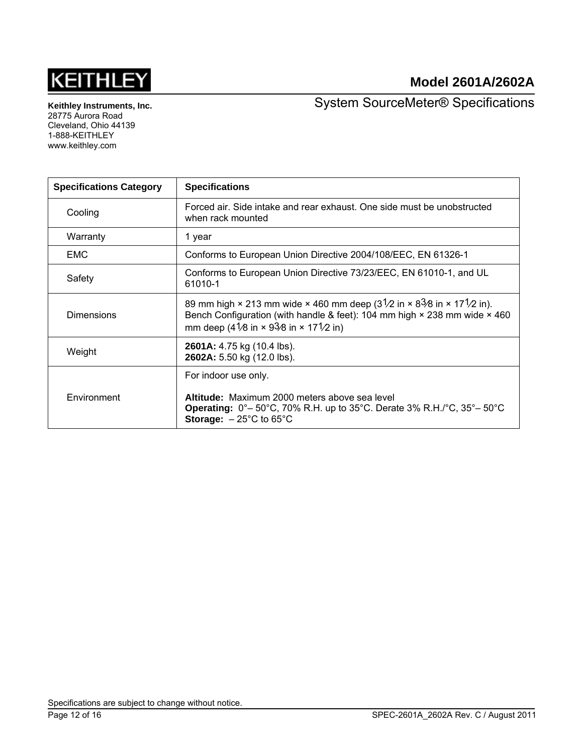| Specifications Category | Specifications |
|---|---|
| Cooling | Forced air. Side intake and rear exhaust. One side must be unobstructed when rack mounted |
| Warranty | 1 year |
| EMC | Conforms to European Union Directive 2004/108/EEC, EN 61326-1 |
| Safety | Conforms to European Union Directive 73/23/EEC, EN 61010-1, and UL 61010-1 |
| Dimensions | 89 mm high × 213 mm wide × 460 mm deep (3½ in × 8⅜ in × 17½ in). Bench Configuration (with handle & feet): 104 mm high × 238 mm wide × 460 mm deep (4⅛ in × 9⅜ in × 17½ in) |
| Weight | **2601A:** 4.75 kg (10.4 lbs).<br>**2602A:** 5.50 kg (12.0 lbs). |
| Environment | For indoor use only.<br><br>**Altitude:** Maximum 2000 meters above sea level<br>**Operating:** 0°– 50°C, 70% R.H. up to 35°C. Derate 3% R.H./°C, 35°– 50°C<br>**Storage:** – 25°C to 65°C |

Specifications are subject to change without notice.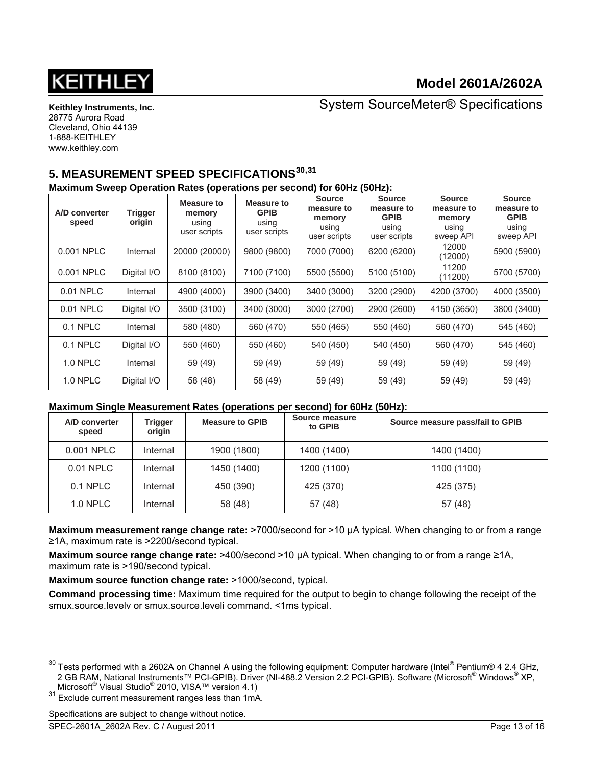## 5. MEASUREMENT SPEED SPECIFICATIONS[30,31]

**Maximum Sweep Operation Rates (operations per second) for 60Hz (50Hz):**

| A/D converter speed | Trigger origin | Measure to memory using user scripts | Measure to GPIB using user scripts | Source measure to memory using user scripts | Source measure to GPIB using user scripts | Source measure to memory using sweep API | Source measure to GPIB using sweep API |
|---|---|---|---|---|---|---|---|
| 0.001 NPLC | Internal | 20000 (20000) | 9800 (9800) | 7000 (7000) | 6200 (6200) | 12000 (12000) | 5900 (5900) |
| 0.001 NPLC | Digital I/O | 8100 (8100) | 7100 (7100) | 5500 (5500) | 5100 (5100) | 11200 (11200) | 5700 (5700) |
| 0.01 NPLC | Internal | 4900 (4000) | 3900 (3400) | 3400 (3000) | 3200 (2900) | 4200 (3700) | 4000 (3500) |
| 0.01 NPLC | Digital I/O | 3500 (3100) | 3400 (3000) | 3000 (2700) | 2900 (2600) | 4150 (3650) | 3800 (3400) |
| 0.1 NPLC | Internal | 580 (480) | 560 (470) | 550 (465) | 550 (460) | 560 (470) | 545 (460) |
| 0.1 NPLC | Digital I/O | 550 (460) | 550 (460) | 540 (450) | 540 (450) | 560 (470) | 545 (460) |
| 1.0 NPLC | Internal | 59 (49) | 59 (49) | 59 (49) | 59 (49) | 59 (49) | 59 (49) |
| 1.0 NPLC | Digital I/O | 58 (48) | 58 (49) | 59 (49) | 59 (49) | 59 (49) | 59 (49) |

**Maximum Single Measurement Rates (operations per second) for 60Hz (50Hz):**

| A/D converter speed | Trigger origin | Measure to GPIB | Source measure to GPIB | Source measure pass/fail to GPIB |
|---|---|---|---|---|
| 0.001 NPLC | Internal | 1900 (1800) | 1400 (1400) | 1400 (1400) |
| 0.01 NPLC | Internal | 1450 (1400) | 1200 (1100) | 1100 (1100) |
| 0.1 NPLC | Internal | 450 (390) | 425 (370) | 425 (375) |
| 1.0 NPLC | Internal | 58 (48) | 57 (48) | 57 (48) |

**Maximum measurement range change rate:** >7000/second for >10 µA typical. When changing to or from a range ≥1A, maximum rate is >2200/second typical.

**Maximum source range change rate:** >400/second >10 µA typical. When changing to or from a range ≥1A, maximum rate is >190/second typical.

**Maximum source function change rate:** >1000/second, typical.

**Command processing time:** Maximum time required for the output to begin to change following the receipt of the smux.source.levelv or smux.source.leveli command. <1ms typical.

---

[30] Tests performed with a 2602A on Channel A using the following equipment: Computer hardware (Intel® Pentium® 4 2.4 GHz, 2 GB RAM, National Instruments™ PCI-GPIB). Driver (NI-488.2 Version 2.2 PCI-GPIB). Software (Microsoft® Windows® XP, Microsoft® Visual Studio® 2010, VISA™ version 4.1)

[31] Exclude current measurement ranges less than 1mA.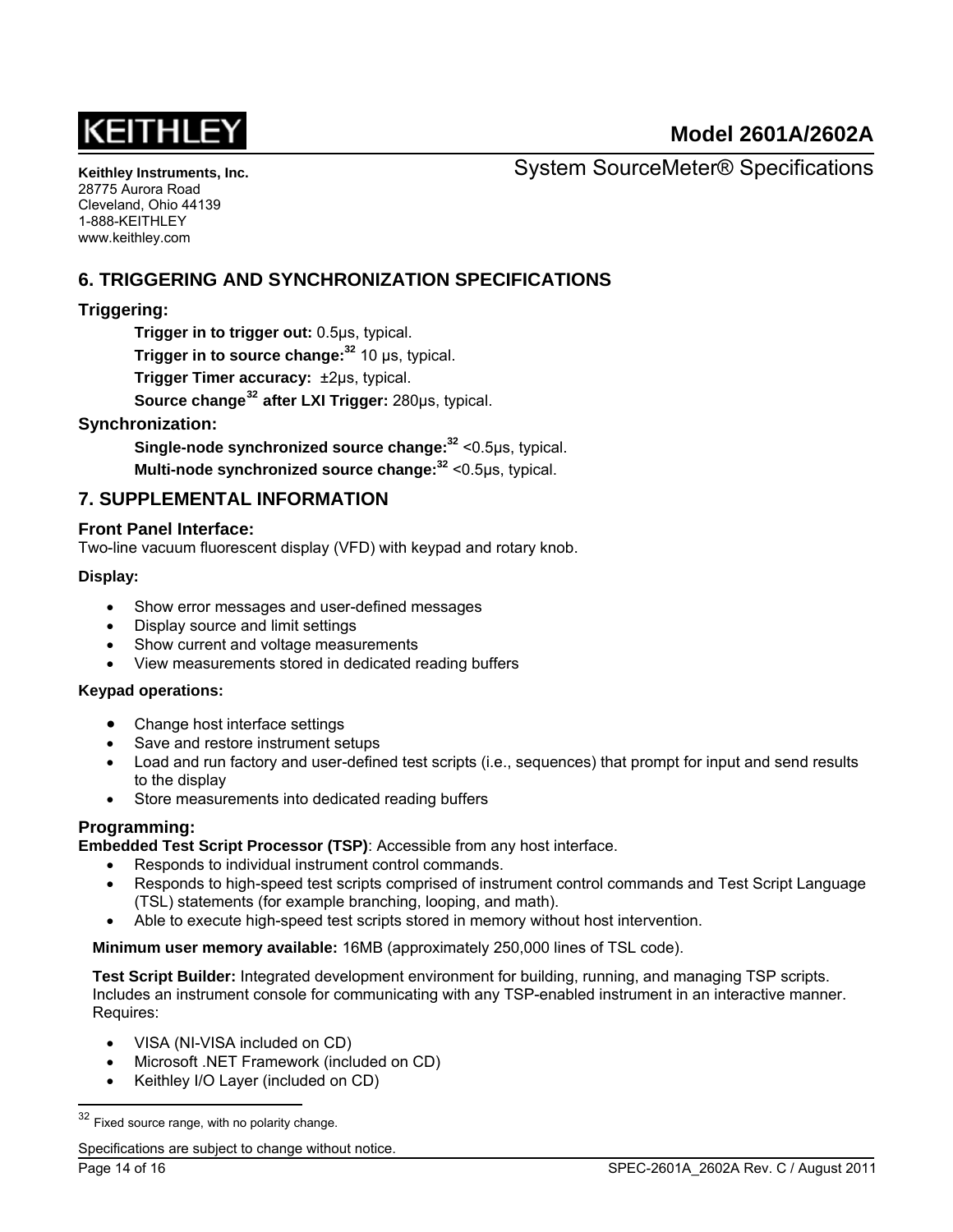## 6. TRIGGERING AND SYNCHRONIZATION SPECIFICATIONS

### Triggering:

**Trigger in to trigger out:** 0.5μs, typical.

**Trigger in to source change:**[32] 10 μs, typical.

**Trigger Timer accuracy:** ±2μs, typical.

**Source change[32] after LXI Trigger:** 280μs, typical.

### Synchronization:

**Single-node synchronized source change:**[32] <0.5μs, typical.

**Multi-node synchronized source change:**[32] <0.5μs, typical.

## 7. SUPPLEMENTAL INFORMATION

### Front Panel Interface:

Two-line vacuum fluorescent display (VFD) with keypad and rotary knob.

**Display:**

- Show error messages and user-defined messages
- Display source and limit settings
- Show current and voltage measurements
- View measurements stored in dedicated reading buffers

**Keypad operations:**

- Change host interface settings
- Save and restore instrument setups
- Load and run factory and user-defined test scripts (i.e., sequences) that prompt for input and send results to the display
- Store measurements into dedicated reading buffers

### Programming:

**Embedded Test Script Processor (TSP)**: Accessible from any host interface.

- Responds to individual instrument control commands.
- Responds to high-speed test scripts comprised of instrument control commands and Test Script Language (TSL) statements (for example branching, looping, and math).
- Able to execute high-speed test scripts stored in memory without host intervention.

**Minimum user memory available:** 16MB (approximately 250,000 lines of TSL code).

**Test Script Builder:** Integrated development environment for building, running, and managing TSP scripts. Includes an instrument console for communicating with any TSP-enabled instrument in an interactive manner. Requires:

- VISA (NI-VISA included on CD)
- Microsoft .NET Framework (included on CD)
- Keithley I/O Layer (included on CD)

---

[32] Fixed source range, with no polarity change.

Specifications are subject to change without notice.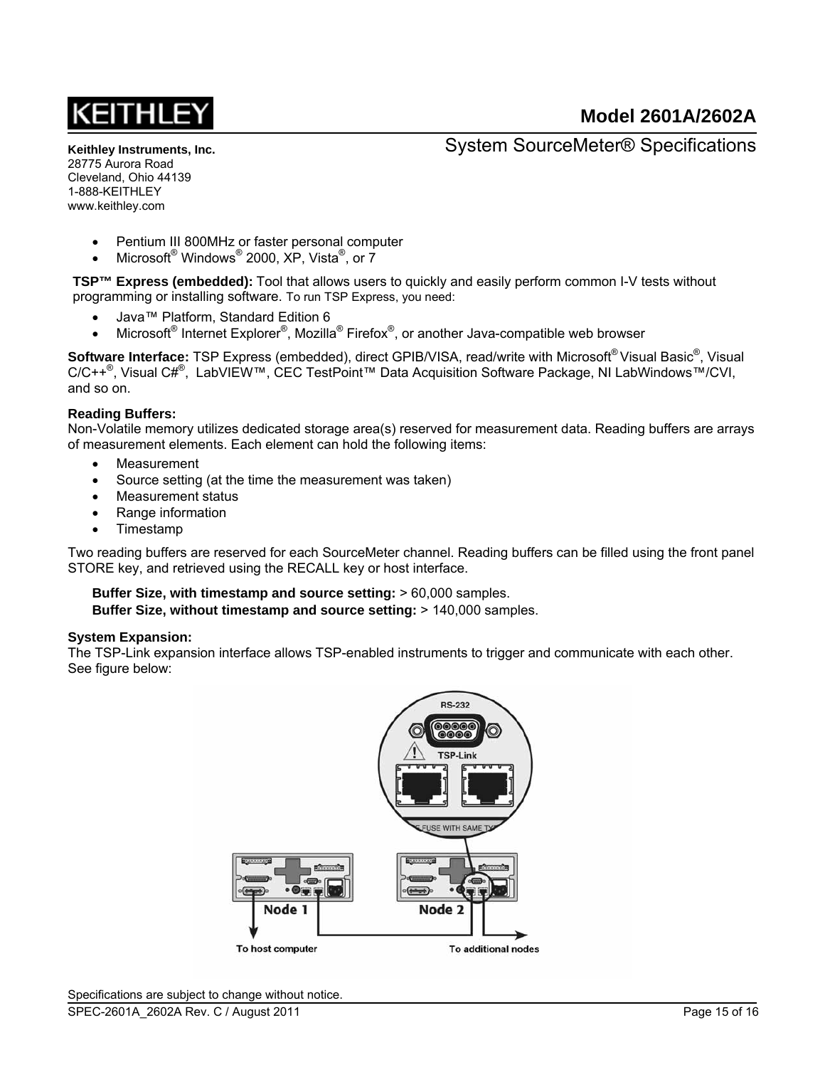- Pentium III 800MHz or faster personal computer
- Microsoft® Windows® 2000, XP, Vista®, or 7

**TSP™ Express (embedded):** Tool that allows users to quickly and easily perform common I-V tests without programming or installing software. To run TSP Express, you need:

- Java™ Platform, Standard Edition 6
- Microsoft® Internet Explorer®, Mozilla® Firefox®, or another Java-compatible web browser

**Software Interface:** TSP Express (embedded), direct GPIB/VISA, read/write with Microsoft® Visual Basic®, Visual C/C++®, Visual C#®, LabVIEW™, CEC TestPoint™ Data Acquisition Software Package, NI LabWindows™/CVI, and so on.

**Reading Buffers:**
Non-Volatile memory utilizes dedicated storage area(s) reserved for measurement data. Reading buffers are arrays of measurement elements. Each element can hold the following items:

- Measurement
- Source setting (at the time the measurement was taken)
- Measurement status
- Range information
- Timestamp

Two reading buffers are reserved for each SourceMeter channel. Reading buffers can be filled using the front panel STORE key, and retrieved using the RECALL key or host interface.

**Buffer Size, with timestamp and source setting:** > 60,000 samples.
**Buffer Size, without timestamp and source setting:** > 140,000 samples.

**System Expansion:**
The TSP-Link expansion interface allows TSP-enabled instruments to trigger and communicate with each other. See figure below:

Specifications are subject to change without notice.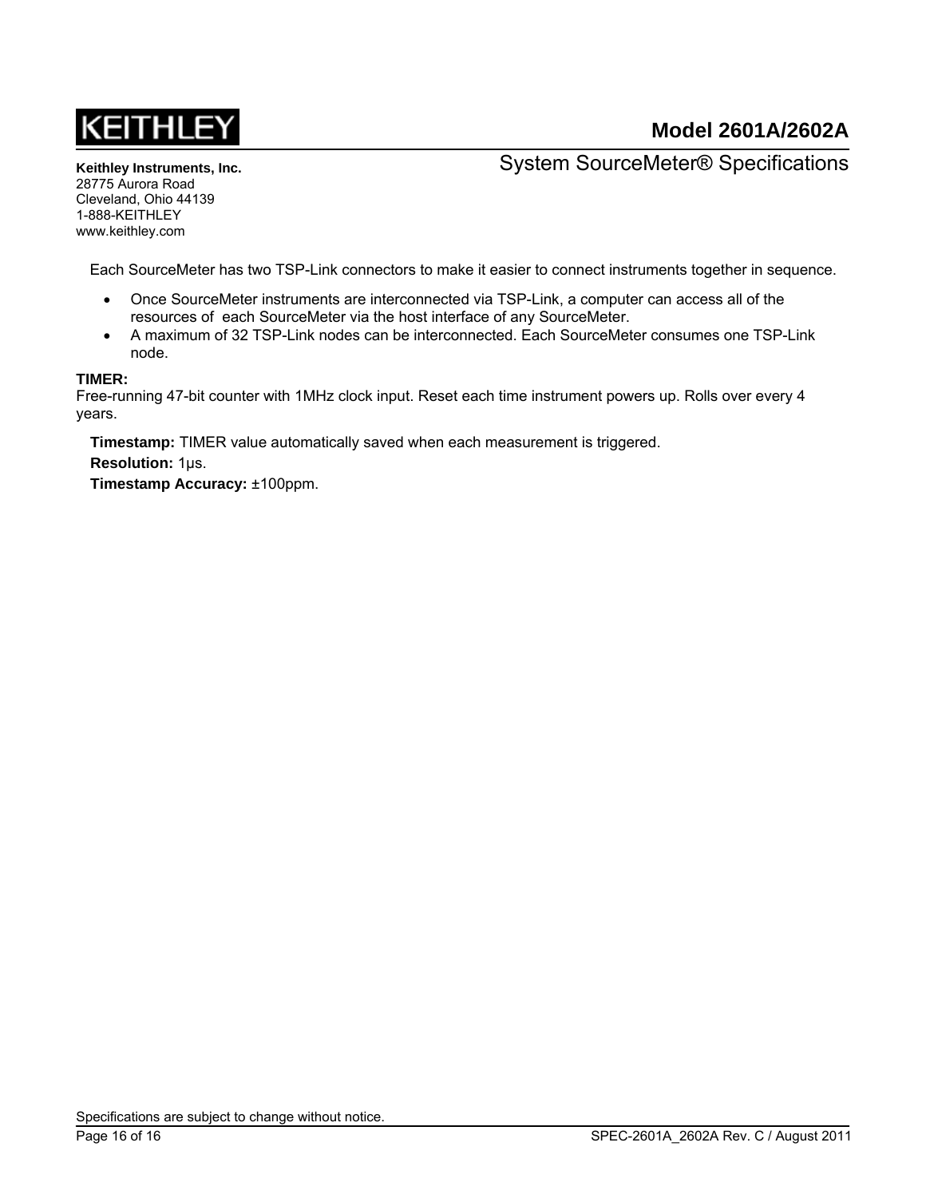Each SourceMeter has two TSP-Link connectors to make it easier to connect instruments together in sequence.

- Once SourceMeter instruments are interconnected via TSP-Link, a computer can access all of the resources of each SourceMeter via the host interface of any SourceMeter.
- A maximum of 32 TSP-Link nodes can be interconnected. Each SourceMeter consumes one TSP-Link node.

**TIMER:**
Free-running 47-bit counter with 1MHz clock input. Reset each time instrument powers up. Rolls over every 4 years.

**Timestamp:** TIMER value automatically saved when each measurement is triggered.

**Resolution:** 1µs.

**Timestamp Accuracy:** ±100ppm.

Specifications are subject to change without notice.